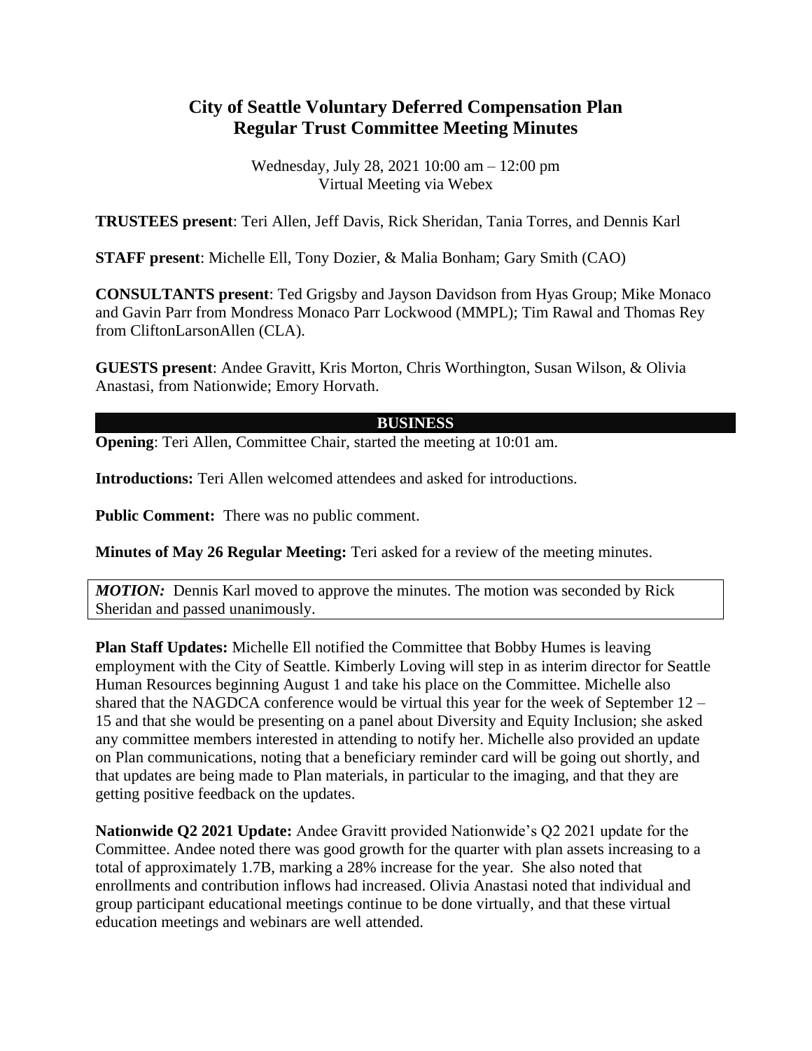# City of Seattle Voluntary Deferred Compensation Plan
# Regular Trust Committee Meeting Minutes

Wednesday, July 28, 2021 10:00 am – 12:00 pm
Virtual Meeting via Webex

**TRUSTEES present**: Teri Allen, Jeff Davis, Rick Sheridan, Tania Torres, and Dennis Karl

**STAFF present**: Michelle Ell, Tony Dozier, & Malia Bonham; Gary Smith (CAO)

**CONSULTANTS present**: Ted Grigsby and Jayson Davidson from Hyas Group; Mike Monaco and Gavin Parr from Mondress Monaco Parr Lockwood (MMPL); Tim Rawal and Thomas Rey from CliftonLarsonAllen (CLA).

**GUESTS present**: Andee Gravitt, Kris Morton, Chris Worthington, Susan Wilson, & Olivia Anastasi, from Nationwide; Emory Horvath.

## BUSINESS

**Opening**: Teri Allen, Committee Chair, started the meeting at 10:01 am.

**Introductions:** Teri Allen welcomed attendees and asked for introductions.

**Public Comment:** There was no public comment.

**Minutes of May 26 Regular Meeting:** Teri asked for a review of the meeting minutes.

***MOTION:*** Dennis Karl moved to approve the minutes. The motion was seconded by Rick Sheridan and passed unanimously.

**Plan Staff Updates:** Michelle Ell notified the Committee that Bobby Humes is leaving employment with the City of Seattle. Kimberly Loving will step in as interim director for Seattle Human Resources beginning August 1 and take his place on the Committee. Michelle also shared that the NAGDCA conference would be virtual this year for the week of September 12 – 15 and that she would be presenting on a panel about Diversity and Equity Inclusion; she asked any committee members interested in attending to notify her. Michelle also provided an update on Plan communications, noting that a beneficiary reminder card will be going out shortly, and that updates are being made to Plan materials, in particular to the imaging, and that they are getting positive feedback on the updates.

**Nationwide Q2 2021 Update:** Andee Gravitt provided Nationwide's Q2 2021 update for the Committee. Andee noted there was good growth for the quarter with plan assets increasing to a total of approximately 1.7B, marking a 28% increase for the year. She also noted that enrollments and contribution inflows had increased. Olivia Anastasi noted that individual and group participant educational meetings continue to be done virtually, and that these virtual education meetings and webinars are well attended.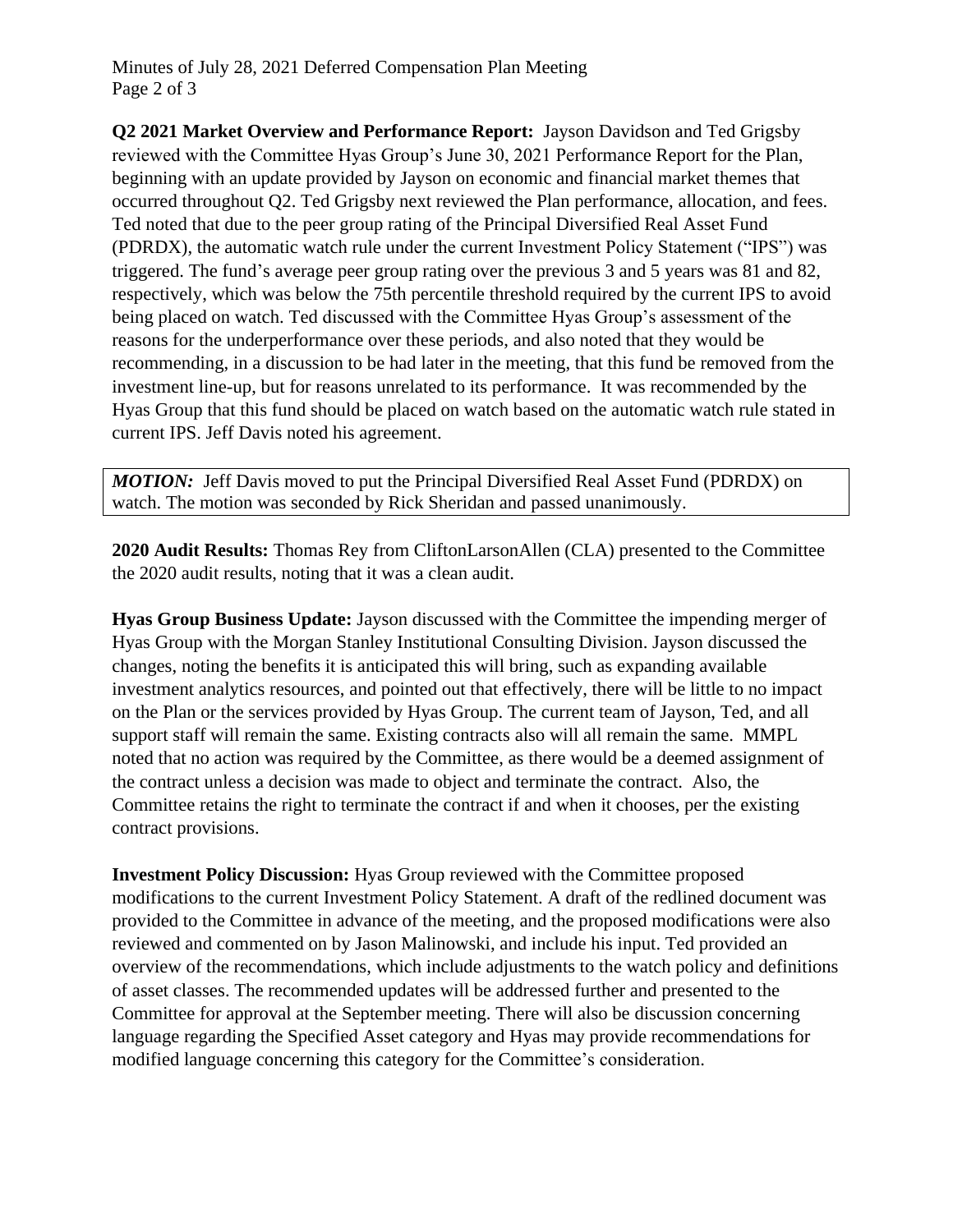**Q2 2021 Market Overview and Performance Report:** Jayson Davidson and Ted Grigsby reviewed with the Committee Hyas Group's June 30, 2021 Performance Report for the Plan, beginning with an update provided by Jayson on economic and financial market themes that occurred throughout Q2. Ted Grigsby next reviewed the Plan performance, allocation, and fees. Ted noted that due to the peer group rating of the Principal Diversified Real Asset Fund (PDRDX), the automatic watch rule under the current Investment Policy Statement ("IPS") was triggered. The fund's average peer group rating over the previous 3 and 5 years was 81 and 82, respectively, which was below the 75th percentile threshold required by the current IPS to avoid being placed on watch. Ted discussed with the Committee Hyas Group's assessment of the reasons for the underperformance over these periods, and also noted that they would be recommending, in a discussion to be had later in the meeting, that this fund be removed from the investment line-up, but for reasons unrelated to its performance. It was recommended by the Hyas Group that this fund should be placed on watch based on the automatic watch rule stated in current IPS. Jeff Davis noted his agreement.

***MOTION:*** Jeff Davis moved to put the Principal Diversified Real Asset Fund (PDRDX) on watch. The motion was seconded by Rick Sheridan and passed unanimously.

**2020 Audit Results:** Thomas Rey from CliftonLarsonAllen (CLA) presented to the Committee the 2020 audit results, noting that it was a clean audit.

**Hyas Group Business Update:** Jayson discussed with the Committee the impending merger of Hyas Group with the Morgan Stanley Institutional Consulting Division. Jayson discussed the changes, noting the benefits it is anticipated this will bring, such as expanding available investment analytics resources, and pointed out that effectively, there will be little to no impact on the Plan or the services provided by Hyas Group. The current team of Jayson, Ted, and all support staff will remain the same. Existing contracts also will all remain the same. MMPL noted that no action was required by the Committee, as there would be a deemed assignment of the contract unless a decision was made to object and terminate the contract. Also, the Committee retains the right to terminate the contract if and when it chooses, per the existing contract provisions.

**Investment Policy Discussion:** Hyas Group reviewed with the Committee proposed modifications to the current Investment Policy Statement. A draft of the redlined document was provided to the Committee in advance of the meeting, and the proposed modifications were also reviewed and commented on by Jason Malinowski, and include his input. Ted provided an overview of the recommendations, which include adjustments to the watch policy and definitions of asset classes. The recommended updates will be addressed further and presented to the Committee for approval at the September meeting. There will also be discussion concerning language regarding the Specified Asset category and Hyas may provide recommendations for modified language concerning this category for the Committee's consideration.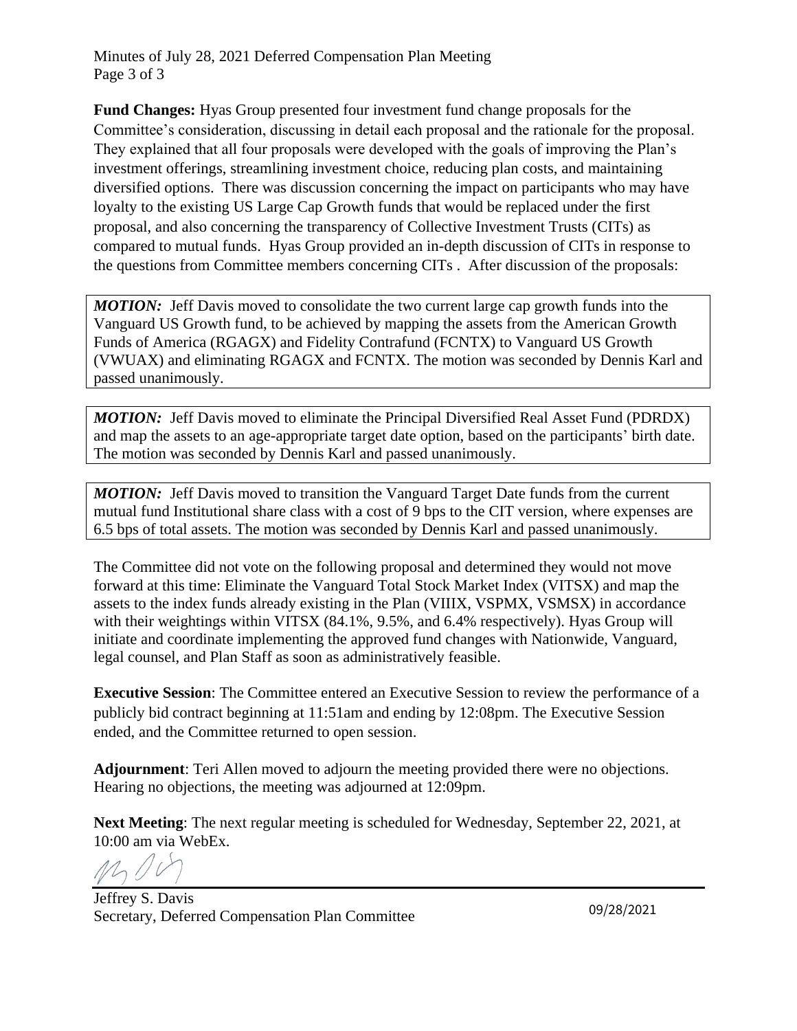**Fund Changes:** Hyas Group presented four investment fund change proposals for the Committee's consideration, discussing in detail each proposal and the rationale for the proposal. They explained that all four proposals were developed with the goals of improving the Plan's investment offerings, streamlining investment choice, reducing plan costs, and maintaining diversified options. There was discussion concerning the impact on participants who may have loyalty to the existing US Large Cap Growth funds that would be replaced under the first proposal, and also concerning the transparency of Collective Investment Trusts (CITs) as compared to mutual funds. Hyas Group provided an in-depth discussion of CITs in response to the questions from Committee members concerning CITs . After discussion of the proposals:

***MOTION:*** Jeff Davis moved to consolidate the two current large cap growth funds into the Vanguard US Growth fund, to be achieved by mapping the assets from the American Growth Funds of America (RGAGX) and Fidelity Contrafund (FCNTX) to Vanguard US Growth (VWUAX) and eliminating RGAGX and FCNTX. The motion was seconded by Dennis Karl and passed unanimously.

***MOTION:*** Jeff Davis moved to eliminate the Principal Diversified Real Asset Fund (PDRDX) and map the assets to an age-appropriate target date option, based on the participants' birth date. The motion was seconded by Dennis Karl and passed unanimously.

***MOTION:*** Jeff Davis moved to transition the Vanguard Target Date funds from the current mutual fund Institutional share class with a cost of 9 bps to the CIT version, where expenses are 6.5 bps of total assets. The motion was seconded by Dennis Karl and passed unanimously.

The Committee did not vote on the following proposal and determined they would not move forward at this time: Eliminate the Vanguard Total Stock Market Index (VITSX) and map the assets to the index funds already existing in the Plan (VIIIX, VSPMX, VSMSX) in accordance with their weightings within VITSX (84.1%, 9.5%, and 6.4% respectively). Hyas Group will initiate and coordinate implementing the approved fund changes with Nationwide, Vanguard, legal counsel, and Plan Staff as soon as administratively feasible.

**Executive Session**: The Committee entered an Executive Session to review the performance of a publicly bid contract beginning at 11:51am and ending by 12:08pm. The Executive Session ended, and the Committee returned to open session.

**Adjournment**: Teri Allen moved to adjourn the meeting provided there were no objections. Hearing no objections, the meeting was adjourned at 12:09pm.

**Next Meeting**: The next regular meeting is scheduled for Wednesday, September 22, 2021, at 10:00 am via WebEx.

Jeffrey S. Davis
Secretary, Deferred Compensation Plan Committee

09/28/2021